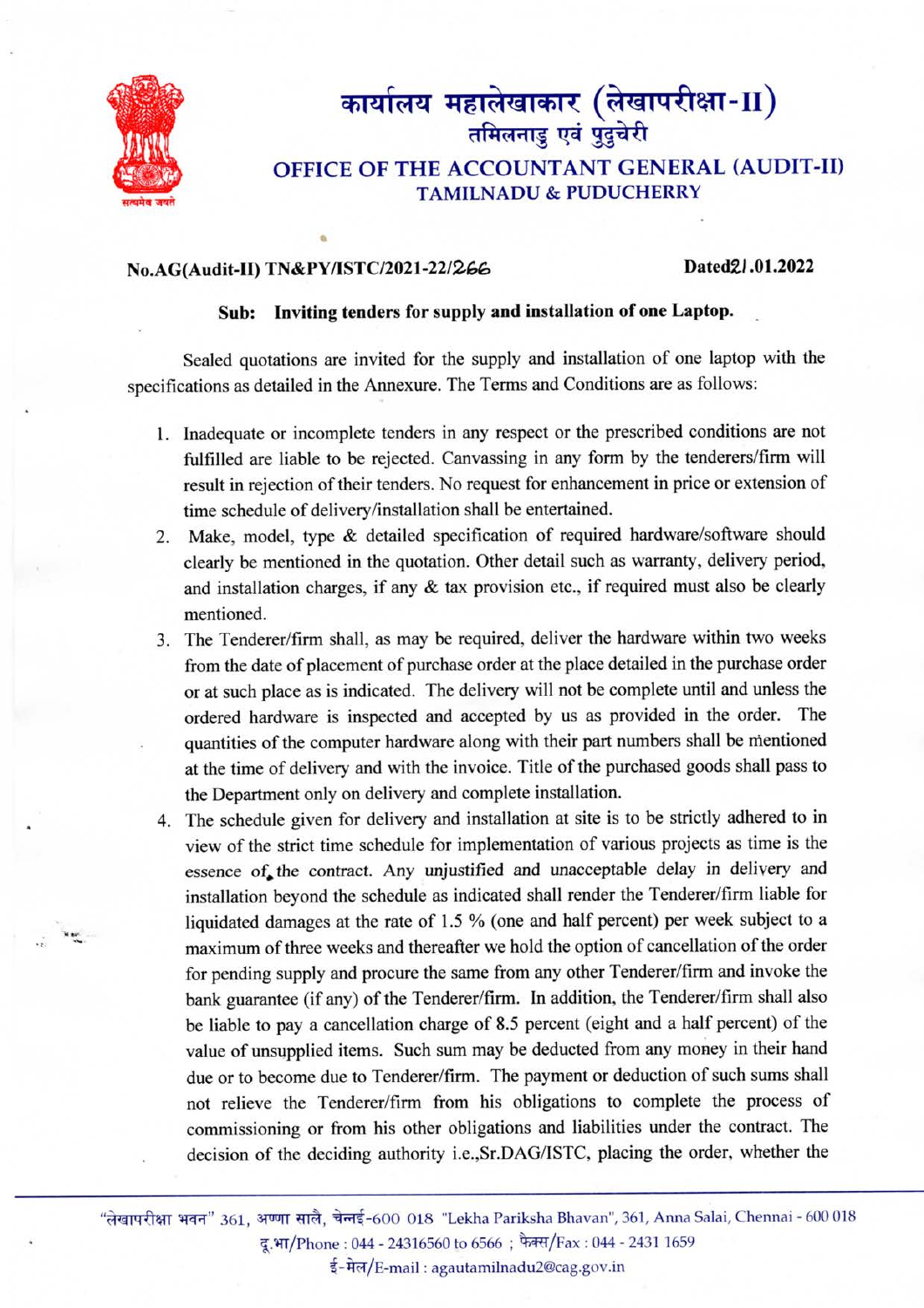# कार्यालय महालेखाकार (लेखापरीक्षा-II)
## तमिलनाडु एवं पुदुचेरी
# OFFICE OF THE ACCOUNTANT GENERAL (AUDIT-II)
## TAMILNADU & PUDUCHERRY

**No.AG(Audit-II) TN&PY/ISTC/2021-22/266** **Dated21.01.2022**

**Sub: Inviting tenders for supply and installation of one Laptop.**

Sealed quotations are invited for the supply and installation of one laptop with the specifications as detailed in the Annexure. The Terms and Conditions are as follows:

1. Inadequate or incomplete tenders in any respect or the prescribed conditions are not fulfilled are liable to be rejected. Canvassing in any form by the tenderers/firm will result in rejection of their tenders. No request for enhancement in price or extension of time schedule of delivery/installation shall be entertained.
2. Make, model, type & detailed specification of required hardware/software should clearly be mentioned in the quotation. Other detail such as warranty, delivery period, and installation charges, if any & tax provision etc., if required must also be clearly mentioned.
3. The Tenderer/firm shall, as may be required, deliver the hardware within two weeks from the date of placement of purchase order at the place detailed in the purchase order or at such place as is indicated. The delivery will not be complete until and unless the ordered hardware is inspected and accepted by us as provided in the order. The quantities of the computer hardware along with their part numbers shall be mentioned at the time of delivery and with the invoice. Title of the purchased goods shall pass to the Department only on delivery and complete installation.
4. The schedule given for delivery and installation at site is to be strictly adhered to in view of the strict time schedule for implementation of various projects as time is the essence of the contract. Any unjustified and unacceptable delay in delivery and installation beyond the schedule as indicated shall render the Tenderer/firm liable for liquidated damages at the rate of 1.5 % (one and half percent) per week subject to a maximum of three weeks and thereafter we hold the option of cancellation of the order for pending supply and procure the same from any other Tenderer/firm and invoke the bank guarantee (if any) of the Tenderer/firm. In addition, the Tenderer/firm shall also be liable to pay a cancellation charge of 8.5 percent (eight and a half percent) of the value of unsupplied items. Such sum may be deducted from any money in their hand due or to become due to Tenderer/firm. The payment or deduction of such sums shall not relieve the Tenderer/firm from his obligations to complete the process of commissioning or from his other obligations and liabilities under the contract. The decision of the deciding authority i.e.,Sr.DAG/ISTC, placing the order, whether the

"लेखापरीक्षा भवन" 361, अण्णा सालै, चेन्नई-600 018 "Lekha Pariksha Bhavan", 361, Anna Salai, Chennai - 600 018
दू.भा/Phone : 044 - 24316560 to 6566 ; फैक्स/Fax : 044 - 2431 1659
ई-मेल/E-mail : agautamilnadu2@cag.gov.in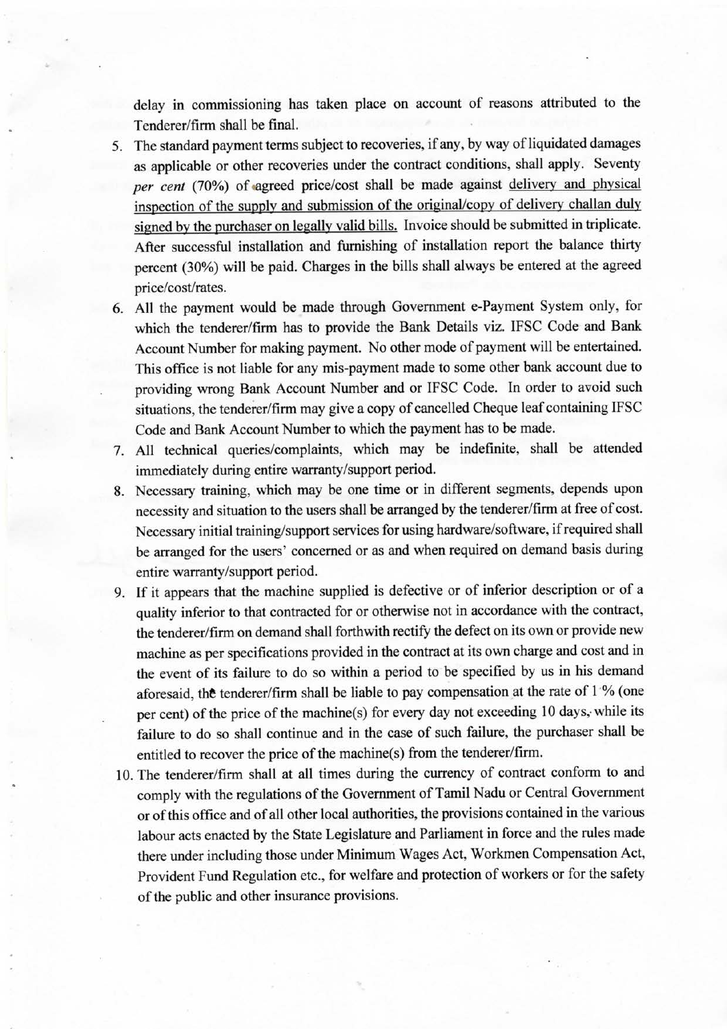delay in commissioning has taken place on account of reasons attributed to the Tenderer/firm shall be final.

5. The standard payment terms subject to recoveries, if any, by way of liquidated damages as applicable or other recoveries under the contract conditions, shall apply. Seventy *per cent* (70%) of agreed price/cost shall be made against delivery and physical inspection of the supply and submission of the original/copy of delivery challan duly signed by the purchaser on legally valid bills. Invoice should be submitted in triplicate. After successful installation and furnishing of installation report the balance thirty percent (30%) will be paid. Charges in the bills shall always be entered at the agreed price/cost/rates.
6. All the payment would be made through Government e-Payment System only, for which the tenderer/firm has to provide the Bank Details viz. IFSC Code and Bank Account Number for making payment. No other mode of payment will be entertained. This office is not liable for any mis-payment made to some other bank account due to providing wrong Bank Account Number and or IFSC Code. In order to avoid such situations, the tenderer/firm may give a copy of cancelled Cheque leaf containing IFSC Code and Bank Account Number to which the payment has to be made.
7. All technical queries/complaints, which may be indefinite, shall be attended immediately during entire warranty/support period.
8. Necessary training, which may be one time or in different segments, depends upon necessity and situation to the users shall be arranged by the tenderer/firm at free of cost. Necessary initial training/support services for using hardware/software, if required shall be arranged for the users' concerned or as and when required on demand basis during entire warranty/support period.
9. If it appears that the machine supplied is defective or of inferior description or of a quality inferior to that contracted for or otherwise not in accordance with the contract, the tenderer/firm on demand shall forthwith rectify the defect on its own or provide new machine as per specifications provided in the contract at its own charge and cost and in the event of its failure to do so within a period to be specified by us in his demand aforesaid, the tenderer/firm shall be liable to pay compensation at the rate of 1 % (one per cent) of the price of the machine(s) for every day not exceeding 10 days, while its failure to do so shall continue and in the case of such failure, the purchaser shall be entitled to recover the price of the machine(s) from the tenderer/firm.
10. The tenderer/firm shall at all times during the currency of contract conform to and comply with the regulations of the Government of Tamil Nadu or Central Government or of this office and of all other local authorities, the provisions contained in the various labour acts enacted by the State Legislature and Parliament in force and the rules made there under including those under Minimum Wages Act, Workmen Compensation Act, Provident Fund Regulation etc., for welfare and protection of workers or for the safety of the public and other insurance provisions.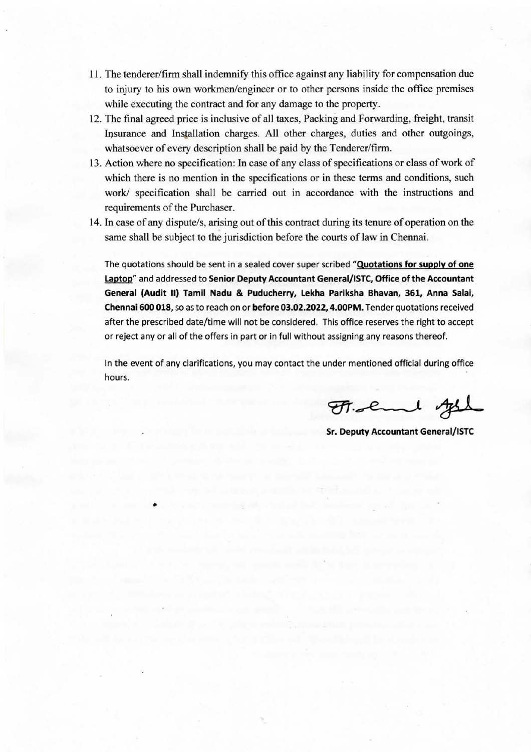11. The tenderer/firm shall indemnify this office against any liability for compensation due to injury to his own workmen/engineer or to other persons inside the office premises while executing the contract and for any damage to the property.
12. The final agreed price is inclusive of all taxes, Packing and Forwarding, freight, transit Insurance and Installation charges. All other charges, duties and other outgoings, whatsoever of every description shall be paid by the Tenderer/firm.
13. Action where no specification: In case of any class of specifications or class of work of which there is no mention in the specifications or in these terms and conditions, such work/ specification shall be carried out in accordance with the instructions and requirements of the Purchaser.
14. In case of any dispute/s, arising out of this contract during its tenure of operation on the same shall be subject to the jurisdiction before the courts of law in Chennai.

The quotations should be sent in a sealed cover super scribed **"<u>Quotations for supply of one Laptop</u>"** and addressed to **Senior Deputy Accountant General/ISTC, Office of the Accountant General (Audit II) Tamil Nadu & Puducherry, Lekha Pariksha Bhavan, 361, Anna Salai, Chennai 600 018**, so as to reach on or **before 03.02.2022, 4.00PM.** Tender quotations received after the prescribed date/time will not be considered. This office reserves the right to accept or reject any or all of the offers in part or in full without assigning any reasons thereof.

In the event of any clarifications, you may contact the under mentioned official during office hours.

**Sr. Deputy Accountant General/ISTC**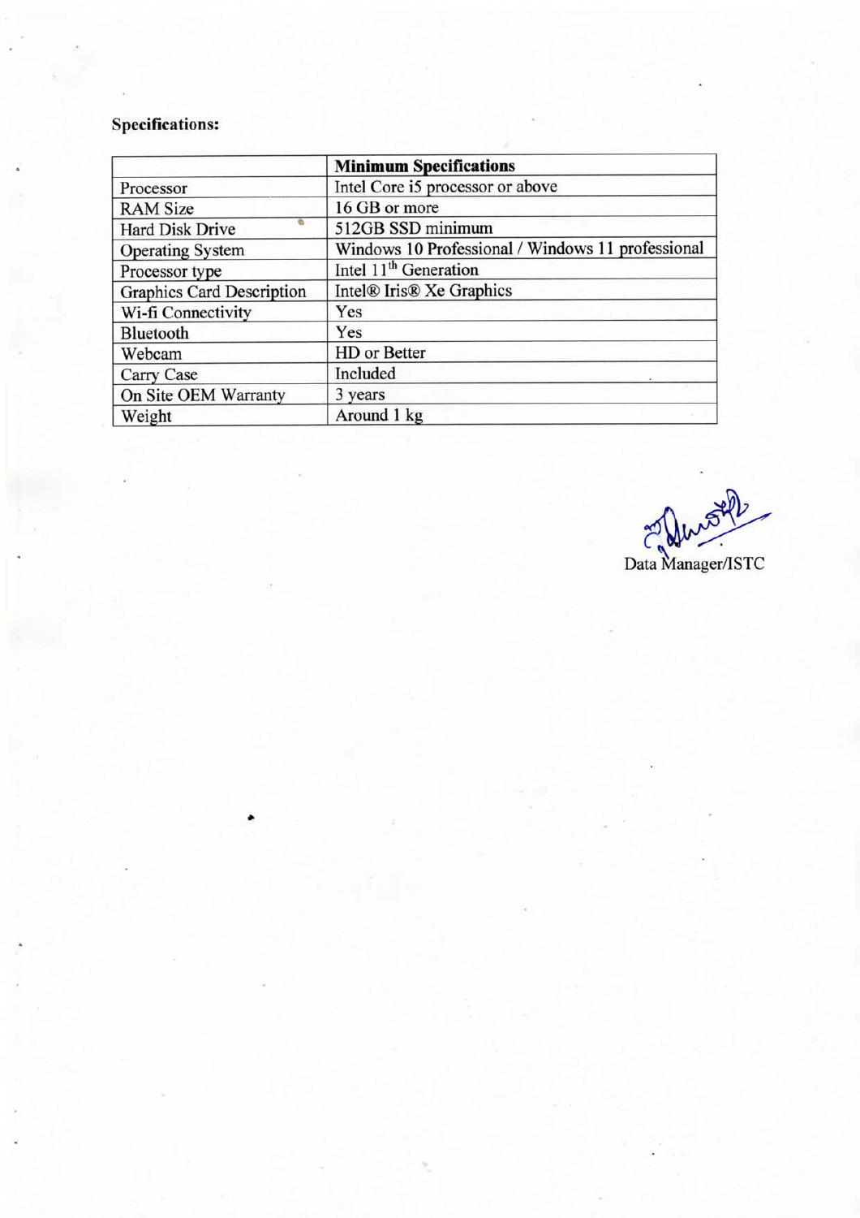**Specifications:**

| | **Minimum Specifications** |
|---|---|
| Processor | Intel Core i5 processor or above |
| RAM Size | 16 GB or more |
| Hard Disk Drive | 512GB SSD minimum |
| Operating System | Windows 10 Professional / Windows 11 professional |
| Processor type | Intel 11th Generation |
| Graphics Card Description | Intel® Iris® Xe Graphics |
| Wi-fi Connectivity | Yes |
| Bluetooth | Yes |
| Webcam | HD or Better |
| Carry Case | Included |
| On Site OEM Warranty | 3 years |
| Weight | Around 1 kg |

Data Manager/ISTC